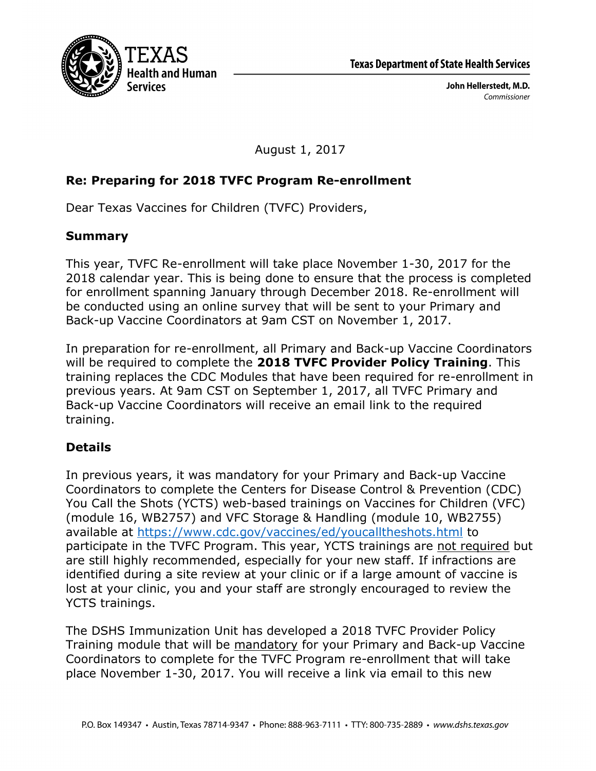Texas Department of State Health Services

John Hellerstedt, M.D.
*Commissioner*

August 1, 2017

**Re: Preparing for 2018 TVFC Program Re-enrollment**

Dear Texas Vaccines for Children (TVFC) Providers,

## Summary

This year, TVFC Re-enrollment will take place November 1-30, 2017 for the 2018 calendar year. This is being done to ensure that the process is completed for enrollment spanning January through December 2018. Re-enrollment will be conducted using an online survey that will be sent to your Primary and Back-up Vaccine Coordinators at 9am CST on November 1, 2017.

In preparation for re-enrollment, all Primary and Back-up Vaccine Coordinators will be required to complete the **2018 TVFC Provider Policy Training**. This training replaces the CDC Modules that have been required for re-enrollment in previous years. At 9am CST on September 1, 2017, all TVFC Primary and Back-up Vaccine Coordinators will receive an email link to the required training.

## Details

In previous years, it was mandatory for your Primary and Back-up Vaccine Coordinators to complete the Centers for Disease Control & Prevention (CDC) You Call the Shots (YCTS) web-based trainings on Vaccines for Children (VFC) (module 16, WB2757) and VFC Storage & Handling (module 10, WB2755) available at https://www.cdc.gov/vaccines/ed/youcalltheshots.html to participate in the TVFC Program. This year, YCTS trainings are not required but are still highly recommended, especially for your new staff. If infractions are identified during a site review at your clinic or if a large amount of vaccine is lost at your clinic, you and your staff are strongly encouraged to review the YCTS trainings.

The DSHS Immunization Unit has developed a 2018 TVFC Provider Policy Training module that will be mandatory for your Primary and Back-up Vaccine Coordinators to complete for the TVFC Program re-enrollment that will take place November 1-30, 2017. You will receive a link via email to this new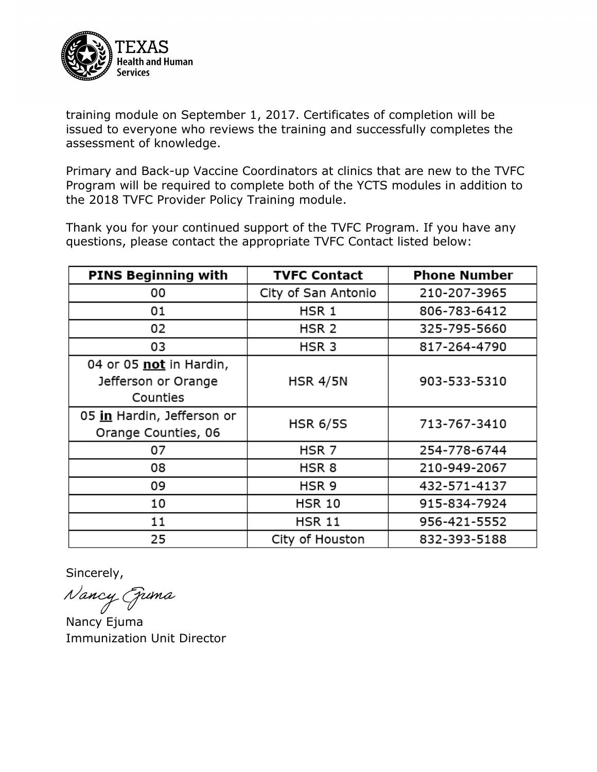training module on September 1, 2017. Certificates of completion will be issued to everyone who reviews the training and successfully completes the assessment of knowledge.

Primary and Back-up Vaccine Coordinators at clinics that are new to the TVFC Program will be required to complete both of the YCTS modules in addition to the 2018 TVFC Provider Policy Training module.

Thank you for your continued support of the TVFC Program. If you have any questions, please contact the appropriate TVFC Contact listed below:

| PINS Beginning with | TVFC Contact | Phone Number |
|---|---|---|
| 00 | City of San Antonio | 210-207-3965 |
| 01 | HSR 1 | 806-783-6412 |
| 02 | HSR 2 | 325-795-5660 |
| 03 | HSR 3 | 817-264-4790 |
| 04 or 05 **not** in Hardin, Jefferson or Orange Counties | HSR 4/5N | 903-533-5310 |
| 05 **in** Hardin, Jefferson or Orange Counties, 06 | HSR 6/5S | 713-767-3410 |
| 07 | HSR 7 | 254-778-6744 |
| 08 | HSR 8 | 210-949-2067 |
| 09 | HSR 9 | 432-571-4137 |
| 10 | HSR 10 | 915-834-7924 |
| 11 | HSR 11 | 956-421-5552 |
| 25 | City of Houston | 832-393-5188 |

Sincerely,

Nancy Ejuma

Nancy Ejuma
Immunization Unit Director